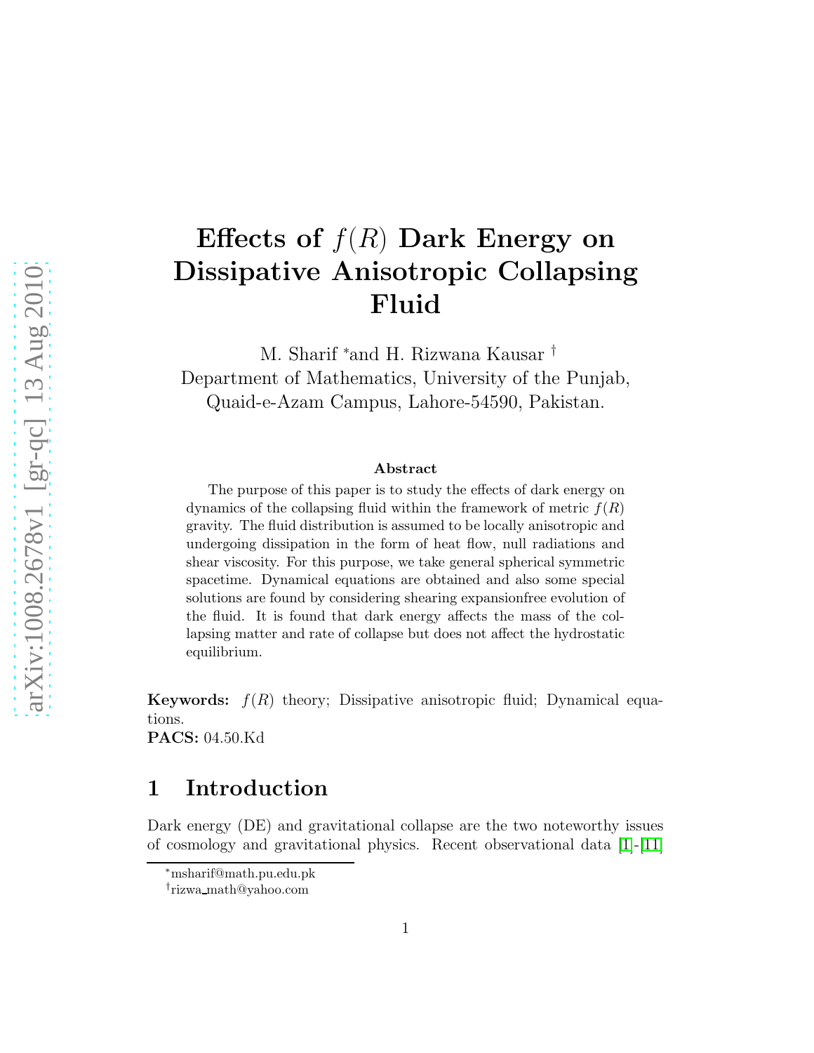# Effects of $f(R)$ Dark Energy on Dissipative Anisotropic Collapsing Fluid

M. Sharif *and H. Rizwana Kausar †
Department of Mathematics, University of the Punjab,
Quaid-e-Azam Campus, Lahore-54590, Pakistan.

### Abstract

The purpose of this paper is to study the effects of dark energy on dynamics of the collapsing fluid within the framework of metric $f(R)$ gravity. The fluid distribution is assumed to be locally anisotropic and undergoing dissipation in the form of heat flow, null radiations and shear viscosity. For this purpose, we take general spherical symmetric spacetime. Dynamical equations are obtained and also some special solutions are found by considering shearing expansionfree evolution of the fluid. It is found that dark energy affects the mass of the collapsing matter and rate of collapse but does not affect the hydrostatic equilibrium.

**Keywords:** $f(R)$ theory; Dissipative anisotropic fluid; Dynamical equations.
**PACS:** 04.50.Kd

## 1 Introduction

Dark energy (DE) and gravitational collapse are the two noteworthy issues of cosmology and gravitational physics. Recent observational data [1]-[11]

*msharif@math.pu.edu.pk
†rizwa_math@yahoo.com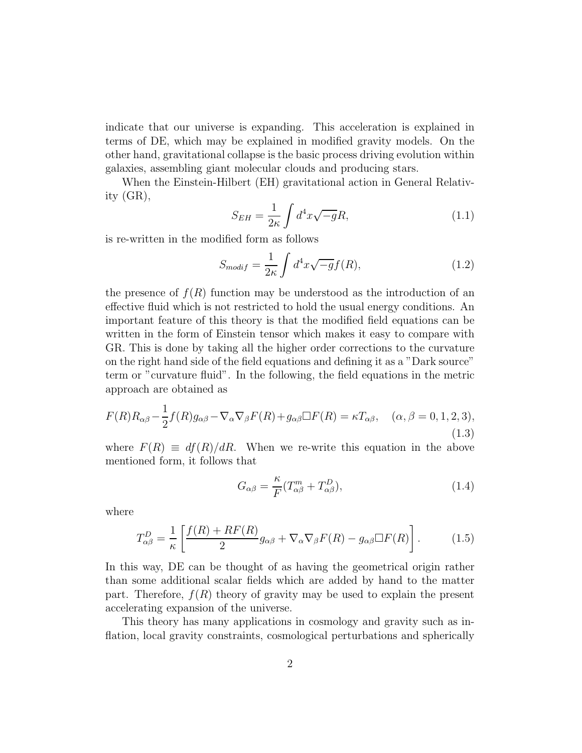indicate that our universe is expanding. This acceleration is explained in terms of DE, which may be explained in modified gravity models. On the other hand, gravitational collapse is the basic process driving evolution within galaxies, assembling giant molecular clouds and producing stars.

When the Einstein-Hilbert (EH) gravitational action in General Relativity (GR),

$$S_{EH}=\frac{1}{2\kappa}\int d^4x\sqrt{-g}R, \tag{1.1}$$

is re-written in the modified form as follows

$$S_{modif}=\frac{1}{2\kappa}\int d^4x\sqrt{-g}f(R), \tag{1.2}$$

the presence of $f(R)$ function may be understood as the introduction of an effective fluid which is not restricted to hold the usual energy conditions. An important feature of this theory is that the modified field equations can be written in the form of Einstein tensor which makes it easy to compare with GR. This is done by taking all the higher order corrections to the curvature on the right hand side of the field equations and defining it as a "Dark source" term or "curvature fluid". In the following, the field equations in the metric approach are obtained as

$$F(R)R_{\alpha\beta}-\frac{1}{2}f(R)g_{\alpha\beta}-\nabla_\alpha\nabla_\beta F(R)+g_{\alpha\beta}\Box F(R)=\kappa T_{\alpha\beta},\quad (\alpha,\beta=0,1,2,3), \tag{1.3}$$

where $F(R)\equiv df(R)/dR$. When we re-write this equation in the above mentioned form, it follows that

$$G_{\alpha\beta}=\frac{\kappa}{F}(T^{m}_{\alpha\beta}+T^{D}_{\alpha\beta}), \tag{1.4}$$

where

$$T^{D}_{\alpha\beta}=\frac{1}{\kappa}\left[\frac{f(R)+RF(R)}{2}g_{\alpha\beta}+\nabla_\alpha\nabla_\beta F(R)-g_{\alpha\beta}\Box F(R)\right]. \tag{1.5}$$

In this way, DE can be thought of as having the geometrical origin rather than some additional scalar fields which are added by hand to the matter part. Therefore, $f(R)$ theory of gravity may be used to explain the present accelerating expansion of the universe.

This theory has many applications in cosmology and gravity such as inflation, local gravity constraints, cosmological perturbations and spherically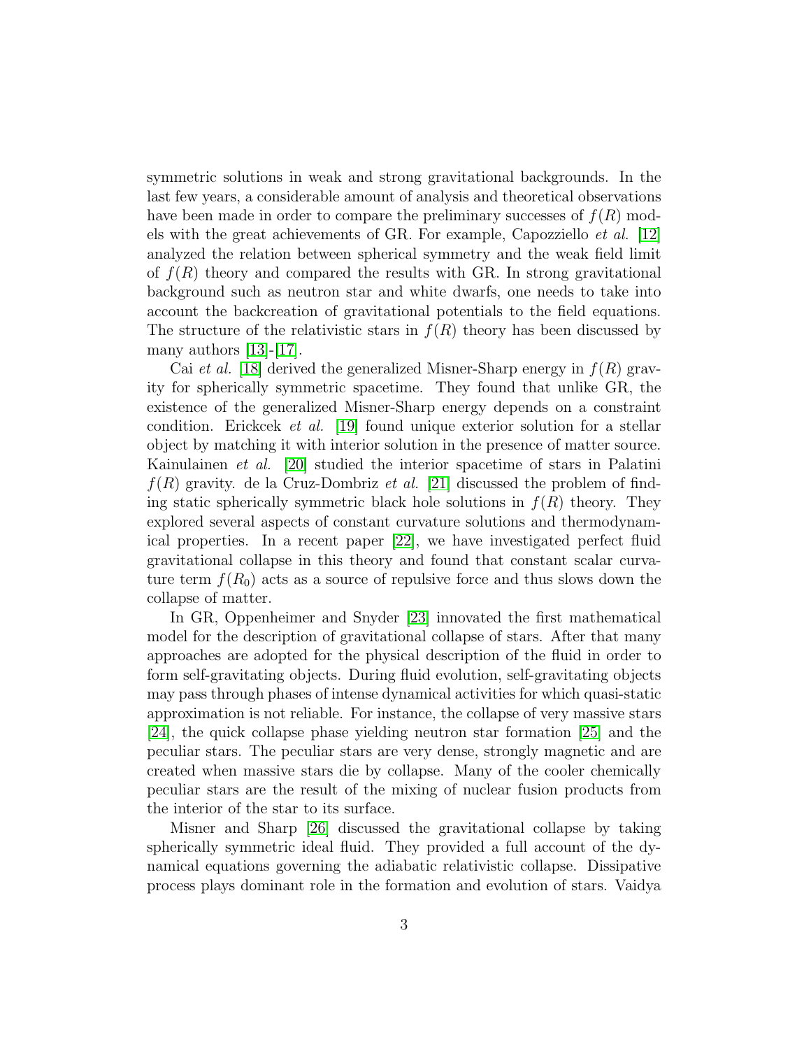symmetric solutions in weak and strong gravitational backgrounds. In the last few years, a considerable amount of analysis and theoretical observations have been made in order to compare the preliminary successes of $f(R)$ models with the great achievements of GR. For example, Capozziello *et al.* [12] analyzed the relation between spherical symmetry and the weak field limit of $f(R)$ theory and compared the results with GR. In strong gravitational background such as neutron star and white dwarfs, one needs to take into account the backcreation of gravitational potentials to the field equations. The structure of the relativistic stars in $f(R)$ theory has been discussed by many authors [13]-[17].

Cai *et al.* [18] derived the generalized Misner-Sharp energy in $f(R)$ gravity for spherically symmetric spacetime. They found that unlike GR, the existence of the generalized Misner-Sharp energy depends on a constraint condition. Erickcek *et al.* [19] found unique exterior solution for a stellar object by matching it with interior solution in the presence of matter source. Kainulainen *et al.* [20] studied the interior spacetime of stars in Palatini $f(R)$ gravity. de la Cruz-Dombriz *et al.* [21] discussed the problem of finding static spherically symmetric black hole solutions in $f(R)$ theory. They explored several aspects of constant curvature solutions and thermodynamical properties. In a recent paper [22], we have investigated perfect fluid gravitational collapse in this theory and found that constant scalar curvature term $f(R_0)$ acts as a source of repulsive force and thus slows down the collapse of matter.

In GR, Oppenheimer and Snyder [23] innovated the first mathematical model for the description of gravitational collapse of stars. After that many approaches are adopted for the physical description of the fluid in order to form self-gravitating objects. During fluid evolution, self-gravitating objects may pass through phases of intense dynamical activities for which quasi-static approximation is not reliable. For instance, the collapse of very massive stars [24], the quick collapse phase yielding neutron star formation [25] and the peculiar stars. The peculiar stars are very dense, strongly magnetic and are created when massive stars die by collapse. Many of the cooler chemically peculiar stars are the result of the mixing of nuclear fusion products from the interior of the star to its surface.

Misner and Sharp [26] discussed the gravitational collapse by taking spherically symmetric ideal fluid. They provided a full account of the dynamical equations governing the adiabatic relativistic collapse. Dissipative process plays dominant role in the formation and evolution of stars. Vaidya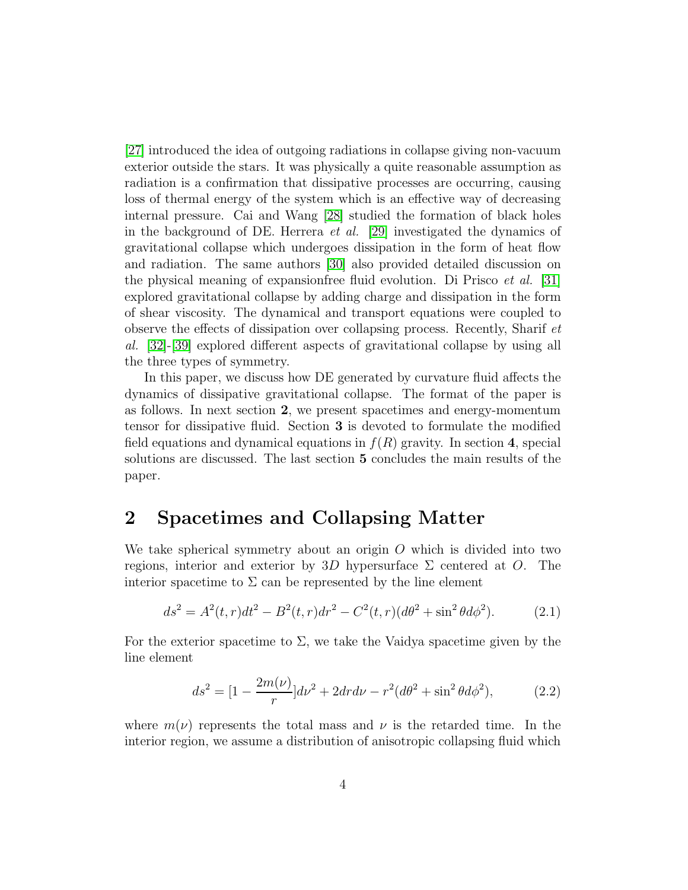[27] introduced the idea of outgoing radiations in collapse giving non-vacuum exterior outside the stars. It was physically a quite reasonable assumption as radiation is a confirmation that dissipative processes are occurring, causing loss of thermal energy of the system which is an effective way of decreasing internal pressure. Cai and Wang [28] studied the formation of black holes in the background of DE. Herrera *et al.* [29] investigated the dynamics of gravitational collapse which undergoes dissipation in the form of heat flow and radiation. The same authors [30] also provided detailed discussion on the physical meaning of expansionfree fluid evolution. Di Prisco *et al.* [31] explored gravitational collapse by adding charge and dissipation in the form of shear viscosity. The dynamical and transport equations were coupled to observe the effects of dissipation over collapsing process. Recently, Sharif *et al.* [32]-[39] explored different aspects of gravitational collapse by using all the three types of symmetry.

In this paper, we discuss how DE generated by curvature fluid affects the dynamics of dissipative gravitational collapse. The format of the paper is as follows. In next section **2**, we present spacetimes and energy-momentum tensor for dissipative fluid. Section **3** is devoted to formulate the modified field equations and dynamical equations in $f(R)$ gravity. In section **4**, special solutions are discussed. The last section **5** concludes the main results of the paper.

## 2 Spacetimes and Collapsing Matter

We take spherical symmetry about an origin $O$ which is divided into two regions, interior and exterior by $3D$ hypersurface $\Sigma$ centered at $O$. The interior spacetime to $\Sigma$ can be represented by the line element

$$ds^2 = A^2(t,r)dt^2 - B^2(t,r)dr^2 - C^2(t,r)(d\theta^2 + \sin^2\theta d\phi^2). \tag{2.1}$$

For the exterior spacetime to $\Sigma$, we take the Vaidya spacetime given by the line element

$$ds^2 = [1 - \frac{2m(\nu)}{r}]d\nu^2 + 2drd\nu - r^2(d\theta^2 + \sin^2\theta d\phi^2), \tag{2.2}$$

where $m(\nu)$ represents the total mass and $\nu$ is the retarded time. In the interior region, we assume a distribution of anisotropic collapsing fluid which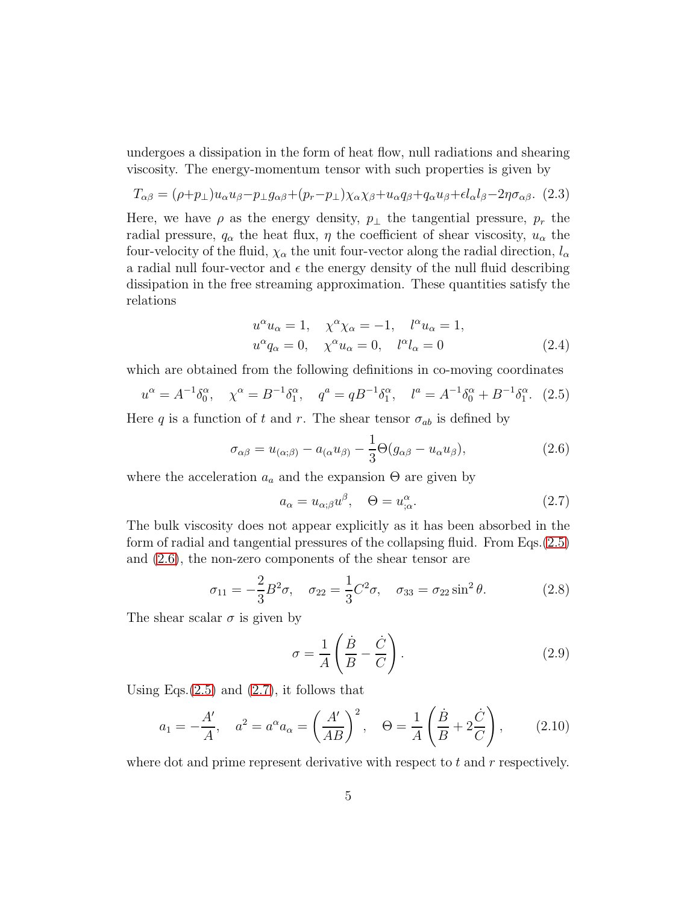undergoes a dissipation in the form of heat flow, null radiations and shearing viscosity. The energy-momentum tensor with such properties is given by

$$T_{\alpha\beta} = (\rho+p_\perp)u_\alpha u_\beta - p_\perp g_{\alpha\beta} + (p_r - p_\perp)\chi_\alpha \chi_\beta + u_\alpha q_\beta + q_\alpha u_\beta + \epsilon l_\alpha l_\beta - 2\eta\sigma_{\alpha\beta}. \quad (2.3)$$

Here, we have $\rho$ as the energy density, $p_\perp$ the tangential pressure, $p_r$ the radial pressure, $q_\alpha$ the heat flux, $\eta$ the coefficient of shear viscosity, $u_\alpha$ the four-velocity of the fluid, $\chi_\alpha$ the unit four-vector along the radial direction, $l_\alpha$ a radial null four-vector and $\epsilon$ the energy density of the null fluid describing dissipation in the free streaming approximation. These quantities satisfy the relations

$$\begin{aligned} &u^\alpha u_\alpha = 1, \quad \chi^\alpha \chi_\alpha = -1, \quad l^\alpha u_\alpha = 1, \\ &u^\alpha q_\alpha = 0, \quad \chi^\alpha u_\alpha = 0, \quad l^\alpha l_\alpha = 0 \end{aligned} \quad (2.4)$$

which are obtained from the following definitions in co-moving coordinates

$$u^\alpha = A^{-1}\delta^\alpha_0, \quad \chi^\alpha = B^{-1}\delta^\alpha_1, \quad q^a = qB^{-1}\delta^\alpha_1, \quad l^a = A^{-1}\delta^\alpha_0 + B^{-1}\delta^\alpha_1. \quad (2.5)$$

Here $q$ is a function of $t$ and $r$. The shear tensor $\sigma_{ab}$ is defined by

$$\sigma_{\alpha\beta} = u_{(\alpha;\beta)} - a_{(\alpha}u_{\beta)} - \frac{1}{3}\Theta(g_{\alpha\beta} - u_\alpha u_\beta), \quad (2.6)$$

where the acceleration $a_a$ and the expansion $\Theta$ are given by

$$a_\alpha = u_{\alpha;\beta}u^\beta, \quad \Theta = u^\alpha_{;\alpha}. \quad (2.7)$$

The bulk viscosity does not appear explicitly as it has been absorbed in the form of radial and tangential pressures of the collapsing fluid. From Eqs.(2.5) and (2.6), the non-zero components of the shear tensor are

$$\sigma_{11} = -\frac{2}{3}B^2\sigma, \quad \sigma_{22} = \frac{1}{3}C^2\sigma, \quad \sigma_{33} = \sigma_{22}\sin^2\theta. \quad (2.8)$$

The shear scalar $\sigma$ is given by

$$\sigma = \frac{1}{A}\left(\frac{\dot{B}}{B} - \frac{\dot{C}}{C}\right). \quad (2.9)$$

Using Eqs.(2.5) and (2.7), it follows that

$$a_1 = -\frac{A'}{A}, \quad a^2 = a^\alpha a_\alpha = \left(\frac{A'}{AB}\right)^2, \quad \Theta = \frac{1}{A}\left(\frac{\dot{B}}{B} + 2\frac{\dot{C}}{C}\right), \quad (2.10)$$

where dot and prime represent derivative with respect to $t$ and $r$ respectively.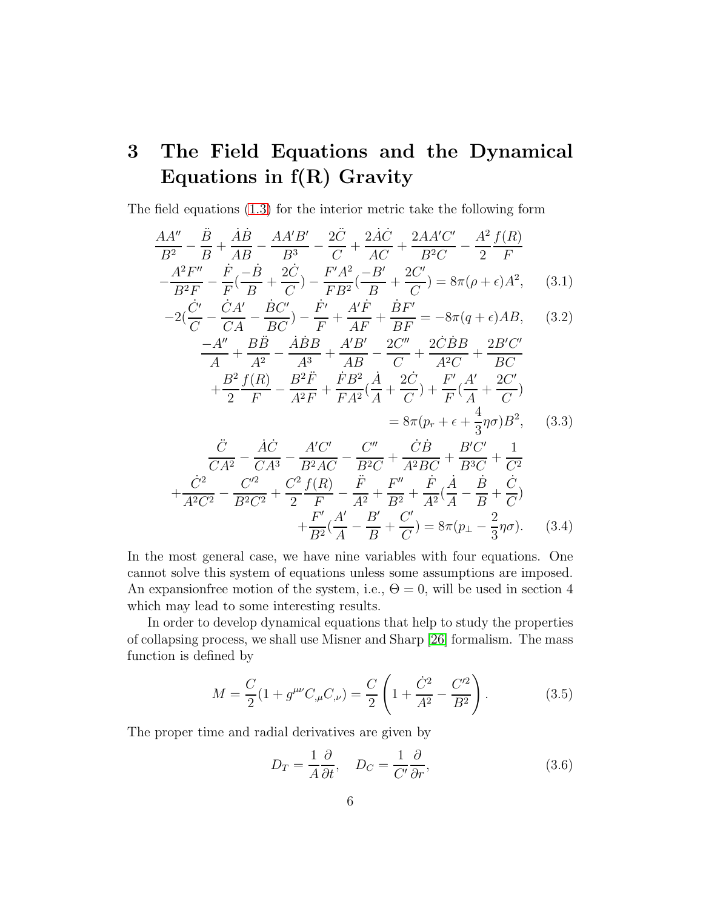# 3 The Field Equations and the Dynamical Equations in f(R) Gravity

The field equations (1.3) for the interior metric take the following form

$$
\begin{aligned}
&\frac{AA''}{B^2}-\frac{\ddot{B}}{B}+\frac{\dot{A}\dot{B}}{AB}-\frac{AA'B'}{B^3}-\frac{2\ddot{C}}{C}+\frac{2\dot{A}\dot{C}}{AC}+\frac{2AA'C'}{B^2C}-\frac{A^2}{2}\frac{f(R)}{F}\\
&-\frac{A^2F''}{B^2F}-\frac{\dot{F}}{F}\left(\frac{-\dot{B}}{B}+\frac{2\dot{C}}{C}\right)-\frac{F'A^2}{FB^2}\left(\frac{-B'}{B}+\frac{2C'}{C}\right)=8\pi(\rho+\epsilon)A^2, \qquad (3.1)
\end{aligned}
$$

$$
-2\left(\frac{\dot{C}'}{C}-\frac{\dot{C}A'}{CA}-\frac{\dot{B}C'}{BC}\right)-\frac{\dot{F}'}{F}+\frac{A'\dot{F}}{AF}+\frac{\dot{B}F'}{BF}=-8\pi(q+\epsilon)AB, \qquad (3.2)
$$

$$
\begin{aligned}
&\frac{-A''}{A}+\frac{B\ddot{B}}{A^2}-\frac{\dot{A}\dot{B}B}{A^3}+\frac{A'B'}{AB}-\frac{2C''}{C}+\frac{2\dot{C}\dot{B}B}{A^2C}+\frac{2B'C'}{BC}\\
&+\frac{B^2}{2}\frac{f(R)}{F}-\frac{B^2\ddot{F}}{A^2F}+\frac{\dot{F}B^2}{FA^2}\left(\frac{\dot{A}}{A}+\frac{2\dot{C}}{C}\right)+\frac{F'}{F}\left(\frac{A'}{A}+\frac{2C'}{C}\right)\\
&=8\pi\left(p_r+\epsilon+\frac{4}{3}\eta\sigma\right)B^2, \qquad (3.3)
\end{aligned}
$$

$$
\begin{aligned}
&\frac{\ddot{C}}{CA^2}-\frac{\dot{A}\dot{C}}{CA^3}-\frac{A'C'}{B^2AC}-\frac{C''}{B^2C}+\frac{\dot{C}\dot{B}}{A^2BC}+\frac{B'C'}{B^3C}+\frac{1}{C^2}\\
&+\frac{\dot{C}^2}{A^2C^2}-\frac{C'^2}{B^2C^2}+\frac{C^2}{2}\frac{f(R)}{F}-\frac{\ddot{F}}{A^2}+\frac{F''}{B^2}+\frac{\dot{F}}{A^2}\left(\frac{\dot{A}}{A}-\frac{\dot{B}}{B}+\frac{\dot{C}}{C}\right)\\
&+\frac{F'}{B^2}\left(\frac{A'}{A}-\frac{B'}{B}+\frac{C'}{C}\right)=8\pi\left(p_\perp-\frac{2}{3}\eta\sigma\right). \qquad (3.4)
\end{aligned}
$$

In the most general case, we have nine variables with four equations. One cannot solve this system of equations unless some assumptions are imposed. An expansionfree motion of the system, i.e., $\Theta=0$, will be used in section 4 which may lead to some interesting results.

In order to develop dynamical equations that help to study the properties of collapsing process, we shall use Misner and Sharp [26] formalism. The mass function is defined by

$$
M=\frac{C}{2}(1+g^{\mu\nu}C_{,\mu}C_{,\nu})=\frac{C}{2}\left(1+\frac{\dot{C}^2}{A^2}-\frac{C'^2}{B^2}\right). \qquad (3.5)
$$

The proper time and radial derivatives are given by

$$
D_T=\frac{1}{A}\frac{\partial}{\partial t}, \quad D_C=\frac{1}{C'}\frac{\partial}{\partial r}, \qquad (3.6)
$$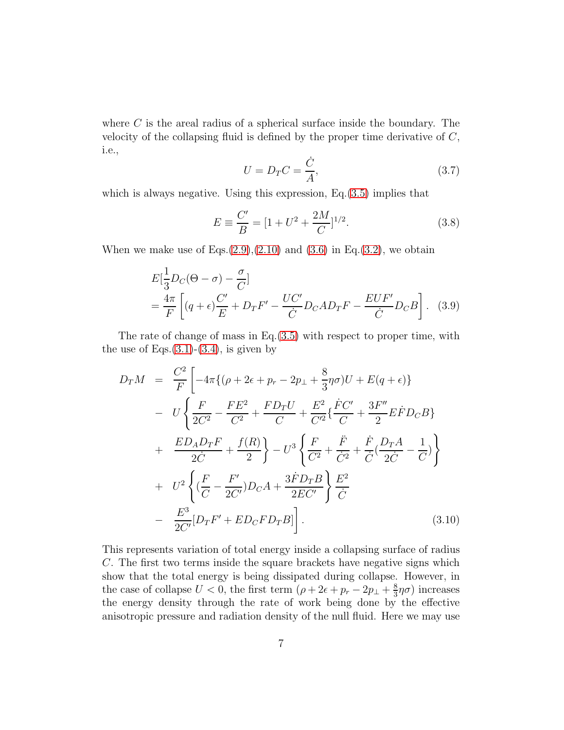where $C$ is the areal radius of a spherical surface inside the boundary. The velocity of the collapsing fluid is defined by the proper time derivative of $C$, i.e.,

$$U = D_T C = \frac{\dot{C}}{A}, \tag{3.7}$$

which is always negative. Using this expression, Eq.(3.5) implies that

$$E \equiv \frac{C'}{B} = [1 + U^2 + \frac{2M}{C}]^{1/2}. \tag{3.8}$$

When we make use of Eqs.(2.9),(2.10) and (3.6) in Eq.(3.2), we obtain

$$\begin{aligned}
& E[\frac{1}{3}D_C(\Theta - \sigma) - \frac{\sigma}{C}] \\
&= \frac{4\pi}{F}\left[(q+\epsilon)\frac{C'}{E} + D_T F' - \frac{UC'}{\dot{C}}D_C A D_T F - \frac{EUF'}{\dot{C}}D_C B\right]. \quad (3.9)
\end{aligned}$$

The rate of change of mass in Eq.(3.5) with respect to proper time, with the use of Eqs.(3.1)-(3.4), is given by

$$\begin{aligned}
D_T M &= \frac{C^2}{F}\left[-4\pi\{(\rho + 2\epsilon + p_r - 2p_\perp + \frac{8}{3}\eta\sigma)U + E(q+\epsilon)\}\right. \\
&- U\left\{\frac{F}{2C^2} - \frac{FE^2}{C^2} + \frac{FD_T U}{C} + \frac{E^2}{C'^2}\{\frac{\dot{F}C'}{C} + \frac{3F''}{2}E\dot{F}D_C B\}\right. \\
&+ \left.\frac{ED_A D_T F}{2\dot{C}} + \frac{f(R)}{2}\right\} - U^3\left\{\frac{F}{C^2} + \frac{\ddot{F}}{\dot{C}^2} + \frac{\dot{F}}{\dot{C}}(\frac{D_T A}{2\dot{C}} - \frac{1}{C})\right\} \\
&+ U^2\left\{(\frac{F}{C} - \frac{F'}{2C'})D_C A + \frac{3\dot{F}D_T B}{2EC'}\right\}\frac{E^2}{\dot{C}} \\
&- \left.\frac{E^3}{2C'}[D_T F' + ED_C F D_T B]\right]. \qquad (3.10)
\end{aligned}$$

This represents variation of total energy inside a collapsing surface of radius $C$. The first two terms inside the square brackets have negative signs which show that the total energy is being dissipated during collapse. However, in the case of collapse $U < 0$, the first term $(\rho + 2\epsilon + p_r - 2p_\perp + \frac{8}{3}\eta\sigma)$ increases the energy density through the rate of work being done by the effective anisotropic pressure and radiation density of the null fluid. Here we may use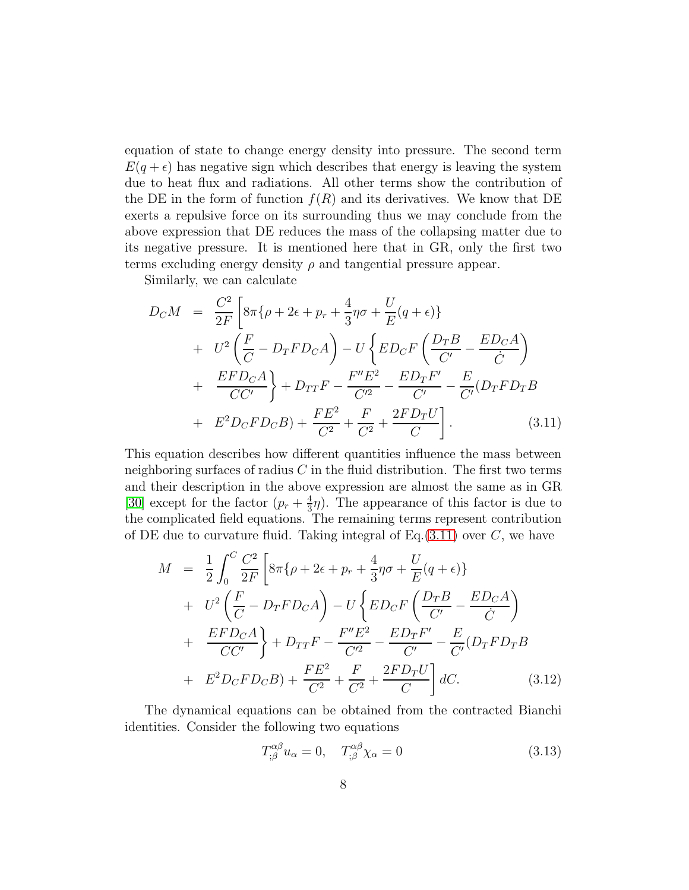equation of state to change energy density into pressure. The second term $E(q+\epsilon)$ has negative sign which describes that energy is leaving the system due to heat flux and radiations. All other terms show the contribution of the DE in the form of function $f(R)$ and its derivatives. We know that DE exerts a repulsive force on its surrounding thus we may conclude from the above expression that DE reduces the mass of the collapsing matter due to its negative pressure. It is mentioned here that in GR, only the first two terms excluding energy density $\rho$ and tangential pressure appear.

Similarly, we can calculate

$$
\begin{aligned}
D_C M &= \frac{C^2}{2F}\left[8\pi\{\rho+2\epsilon+p_r+\frac{4}{3}\eta\sigma+\frac{U}{E}(q+\epsilon)\}\right.\\
&+ U^2\left(\frac{F}{C}-D_TFD_CA\right)-U\left\{ED_CF\left(\frac{D_TB}{C'}-\frac{ED_CA}{\dot{C}}\right)\right.\\
&+ \left.\frac{EFD_CA}{CC'}\right\}+D_{TT}F-\frac{F''E^2}{C'^2}-\frac{ED_TF'}{C'}-\frac{E}{C'}(D_TFD_TB\\
&+ \left.E^2D_CFD_CB)+\frac{FE^2}{C^2}+\frac{F}{C^2}+\frac{2FD_TU}{C}\right]. \qquad (3.11)
\end{aligned}
$$

This equation describes how different quantities influence the mass between neighboring surfaces of radius $C$ in the fluid distribution. The first two terms and their description in the above expression are almost the same as in GR [30] except for the factor $(p_r+\frac{4}{3}\eta)$. The appearance of this factor is due to the complicated field equations. The remaining terms represent contribution of DE due to curvature fluid. Taking integral of Eq.(3.11) over $C$, we have

$$
\begin{aligned}
M &= \frac{1}{2}\int_0^C\frac{C^2}{2F}\left[8\pi\{\rho+2\epsilon+p_r+\frac{4}{3}\eta\sigma+\frac{U}{E}(q+\epsilon)\}\right.\\
&+ U^2\left(\frac{F}{C}-D_TFD_CA\right)-U\left\{ED_CF\left(\frac{D_TB}{C'}-\frac{ED_CA}{\dot{C}}\right)\right.\\
&+ \left.\frac{EFD_CA}{CC'}\right\}+D_{TT}F-\frac{F''E^2}{C'^2}-\frac{ED_TF'}{C'}-\frac{E}{C'}(D_TFD_TB\\
&+ \left.E^2D_CFD_CB)+\frac{FE^2}{C^2}+\frac{F}{C^2}+\frac{2FD_TU}{C}\right]dC. \qquad (3.12)
\end{aligned}
$$

The dynamical equations can be obtained from the contracted Bianchi identities. Consider the following two equations

$$
T^{\alpha\beta}_{;\beta}u_\alpha=0,\quad T^{\alpha\beta}_{;\beta}\chi_\alpha=0 \qquad (3.13)
$$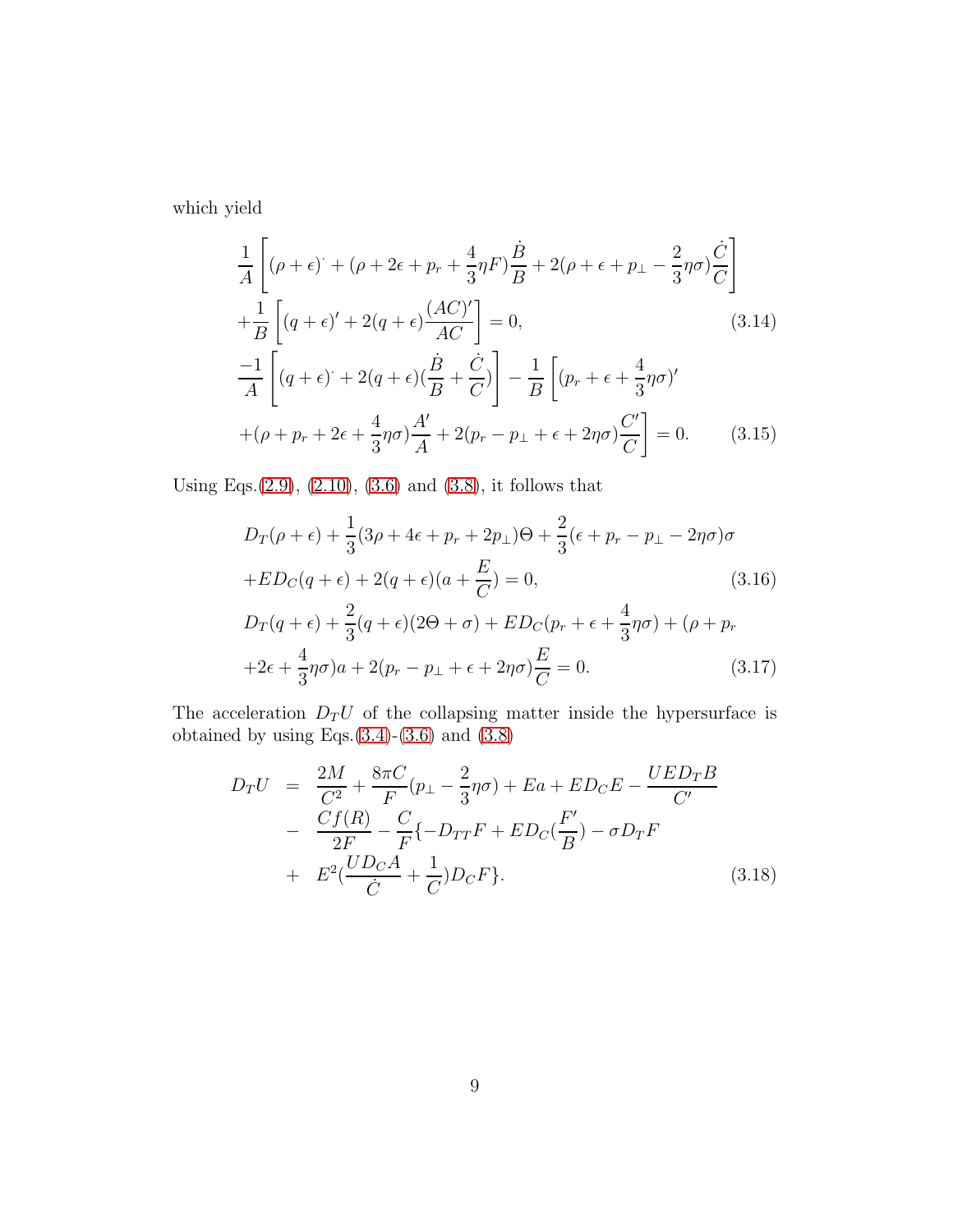which yield

$$
\begin{aligned}
&\frac{1}{A}\left[(\rho+\epsilon)^{\cdot}+(\rho+2\epsilon+p_r+\frac{4}{3}\eta F)\frac{\dot{B}}{B}+2(\rho+\epsilon+p_\perp-\frac{2}{3}\eta\sigma)\frac{\dot{C}}{C}\right]\\
&+\frac{1}{B}\left[(q+\epsilon)'+2(q+\epsilon)\frac{(AC)'}{AC}\right]=0, \qquad (3.14)\\
&\frac{-1}{A}\left[(q+\epsilon)^{\cdot}+2(q+\epsilon)(\frac{\dot{B}}{B}+\frac{\dot{C}}{C})\right]-\frac{1}{B}\left[(p_r+\epsilon+\frac{4}{3}\eta\sigma)'\right.\\
&\left.+(\rho+p_r+2\epsilon+\frac{4}{3}\eta\sigma)\frac{A'}{A}+2(p_r-p_\perp+\epsilon+2\eta\sigma)\frac{C'}{C}\right]=0. \qquad (3.15)
\end{aligned}
$$

Using Eqs.(2.9), (2.10), (3.6) and (3.8), it follows that

$$
\begin{aligned}
&D_T(\rho+\epsilon)+\frac{1}{3}(3\rho+4\epsilon+p_r+2p_\perp)\Theta+\frac{2}{3}(\epsilon+p_r-p_\perp-2\eta\sigma)\sigma\\
&+ED_C(q+\epsilon)+2(q+\epsilon)(a+\frac{E}{C})=0, \qquad (3.16)\\
&D_T(q+\epsilon)+\frac{2}{3}(q+\epsilon)(2\Theta+\sigma)+ED_C(p_r+\epsilon+\frac{4}{3}\eta\sigma)+(\rho+p_r\\
&+2\epsilon+\frac{4}{3}\eta\sigma)a+2(p_r-p_\perp+\epsilon+2\eta\sigma)\frac{E}{C}=0. \qquad (3.17)
\end{aligned}
$$

The acceleration $D_TU$ of the collapsing matter inside the hypersurface is obtained by using Eqs.(3.4)-(3.6) and (3.8)

$$
\begin{aligned}
D_TU &= \frac{2M}{C^2}+\frac{8\pi C}{F}(p_\perp-\frac{2}{3}\eta\sigma)+Ea+ED_CE-\frac{UED_TB}{C'}\\
&- \frac{Cf(R)}{2F}-\frac{C}{F}\{-D_{TT}F+ED_C(\frac{F'}{B})-\sigma D_TF\\
&+ E^2(\frac{UD_CA}{\dot{C}}+\frac{1}{C})D_CF\}. \qquad (3.18)
\end{aligned}
$$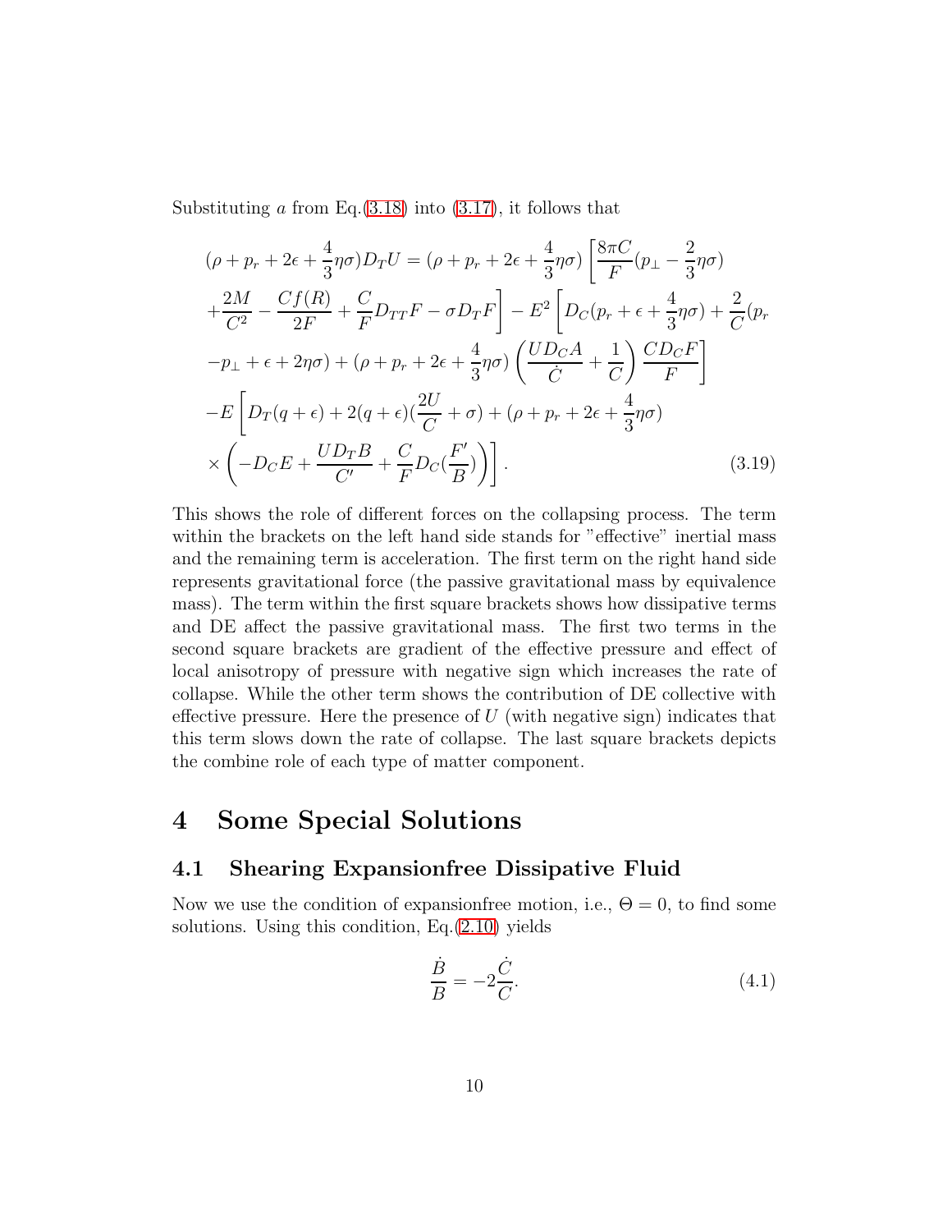Substituting $a$ from Eq.(3.18) into (3.17), it follows that

$$
\begin{aligned}
&(\rho+p_r+2\epsilon+\frac{4}{3}\eta\sigma)D_TU=(\rho+p_r+2\epsilon+\frac{4}{3}\eta\sigma)\left[\frac{8\pi C}{F}(p_\perp-\frac{2}{3}\eta\sigma)\right.\\
&\left.+\frac{2M}{C^2}-\frac{Cf(R)}{2F}+\frac{C}{F}D_{TT}F-\sigma D_TF\right]-E^2\left[D_C(p_r+\epsilon+\frac{4}{3}\eta\sigma)+\frac{2}{C}(p_r\right.\\
&\left.-p_\perp+\epsilon+2\eta\sigma)+(\rho+p_r+2\epsilon+\frac{4}{3}\eta\sigma)\left(\frac{UD_CA}{\dot{C}}+\frac{1}{C}\right)\frac{CD_CF}{F}\right]\\
&-E\left[D_T(q+\epsilon)+2(q+\epsilon)(\frac{2U}{C}+\sigma)+(\rho+p_r+2\epsilon+\frac{4}{3}\eta\sigma)\right.\\
&\left.\times\left(-D_CE+\frac{UD_TB}{C'}+\frac{C}{F}D_C(\frac{F'}{B})\right)\right]. \qquad (3.19)
\end{aligned}
$$

This shows the role of different forces on the collapsing process. The term within the brackets on the left hand side stands for "effective" inertial mass and the remaining term is acceleration. The first term on the right hand side represents gravitational force (the passive gravitational mass by equivalence mass). The term within the first square brackets shows how dissipative terms and DE affect the passive gravitational mass. The first two terms in the second square brackets are gradient of the effective pressure and effect of local anisotropy of pressure with negative sign which increases the rate of collapse. While the other term shows the contribution of DE collective with effective pressure. Here the presence of $U$ (with negative sign) indicates that this term slows down the rate of collapse. The last square brackets depicts the combine role of each type of matter component.

# 4 Some Special Solutions

## 4.1 Shearing Expansionfree Dissipative Fluid

Now we use the condition of expansionfree motion, i.e., $\Theta=0$, to find some solutions. Using this condition, Eq.(2.10) yields

$$
\frac{\dot{B}}{B}=-2\frac{\dot{C}}{C}. \qquad (4.1)
$$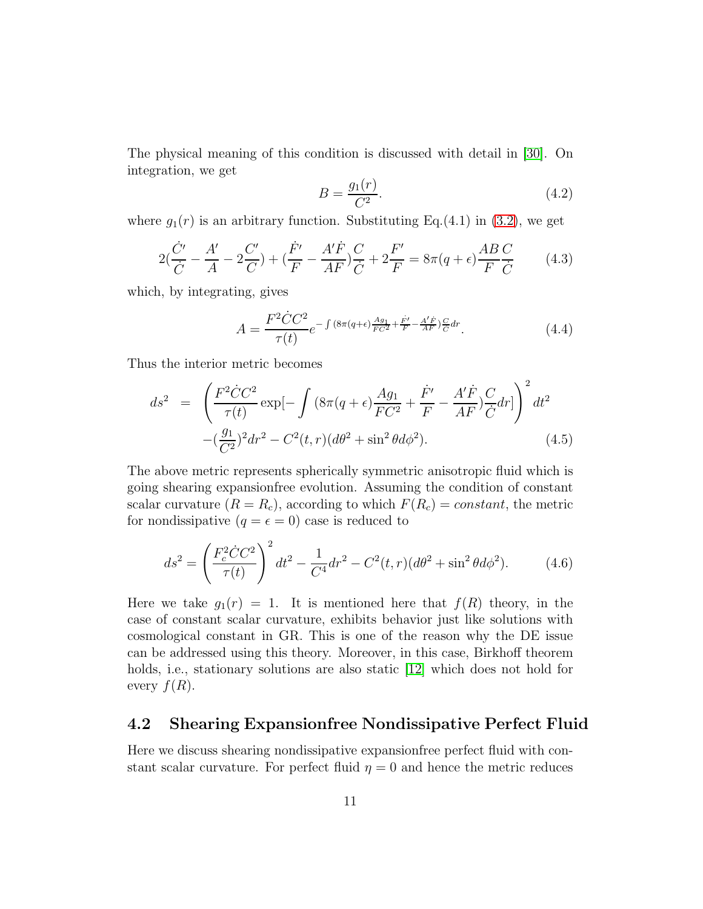The physical meaning of this condition is discussed with detail in [30]. On integration, we get

$$B = \frac{g_1(r)}{C^2}. \tag{4.2}$$

where $g_1(r)$ is an arbitrary function. Substituting Eq.(4.1) in (3.2), we get

$$2(\frac{\dot{C}'}{\dot{C}} - \frac{A'}{A} - 2\frac{C'}{C}) + (\frac{\dot{F}'}{F} - \frac{A'\dot{F}}{AF})\frac{C}{\dot{C}} + 2\frac{F'}{F} = 8\pi(q+\epsilon)\frac{AB}{F}\frac{C}{\dot{C}} \tag{4.3}$$

which, by integrating, gives

$$A = \frac{F^2\dot{C}C^2}{\tau(t)}e^{-\int(8\pi(q+\epsilon)\frac{Ag_1}{FC^2} + \frac{\dot{F}'}{F} - \frac{A'\dot{F}}{AF})\frac{C}{\dot{C}}dr}. \tag{4.4}$$

Thus the interior metric becomes

$$\begin{aligned} ds^2 &= \left(\frac{F^2\dot{C}C^2}{\tau(t)}\exp[-\int(8\pi(q+\epsilon)\frac{Ag_1}{FC^2} + \frac{\dot{F}'}{F} - \frac{A'\dot{F}}{AF})\frac{C}{\dot{C}}dr]\right)^2 dt^2 \\ &- (\frac{g_1}{C^2})^2 dr^2 - C^2(t,r)(d\theta^2 + \sin^2\theta d\phi^2). \end{aligned} \tag{4.5}$$

The above metric represents spherically symmetric anisotropic fluid which is going shearing expansionfree evolution. Assuming the condition of constant scalar curvature ($R = R_c$), according to which $F(R_c) = constant$, the metric for nondissipative ($q = \epsilon = 0$) case is reduced to

$$ds^2 = \left(\frac{F_c^2\dot{C}C^2}{\tau(t)}\right)^2 dt^2 - \frac{1}{C^4}dr^2 - C^2(t,r)(d\theta^2 + \sin^2\theta d\phi^2). \tag{4.6}$$

Here we take $g_1(r) = 1$. It is mentioned here that $f(R)$ theory, in the case of constant scalar curvature, exhibits behavior just like solutions with cosmological constant in GR. This is one of the reason why the DE issue can be addressed using this theory. Moreover, in this case, Birkhoff theorem holds, i.e., stationary solutions are also static [12] which does not hold for every $f(R)$.

## 4.2 Shearing Expansionfree Nondissipative Perfect Fluid

Here we discuss shearing nondissipative expansionfree perfect fluid with constant scalar curvature. For perfect fluid $\eta = 0$ and hence the metric reduces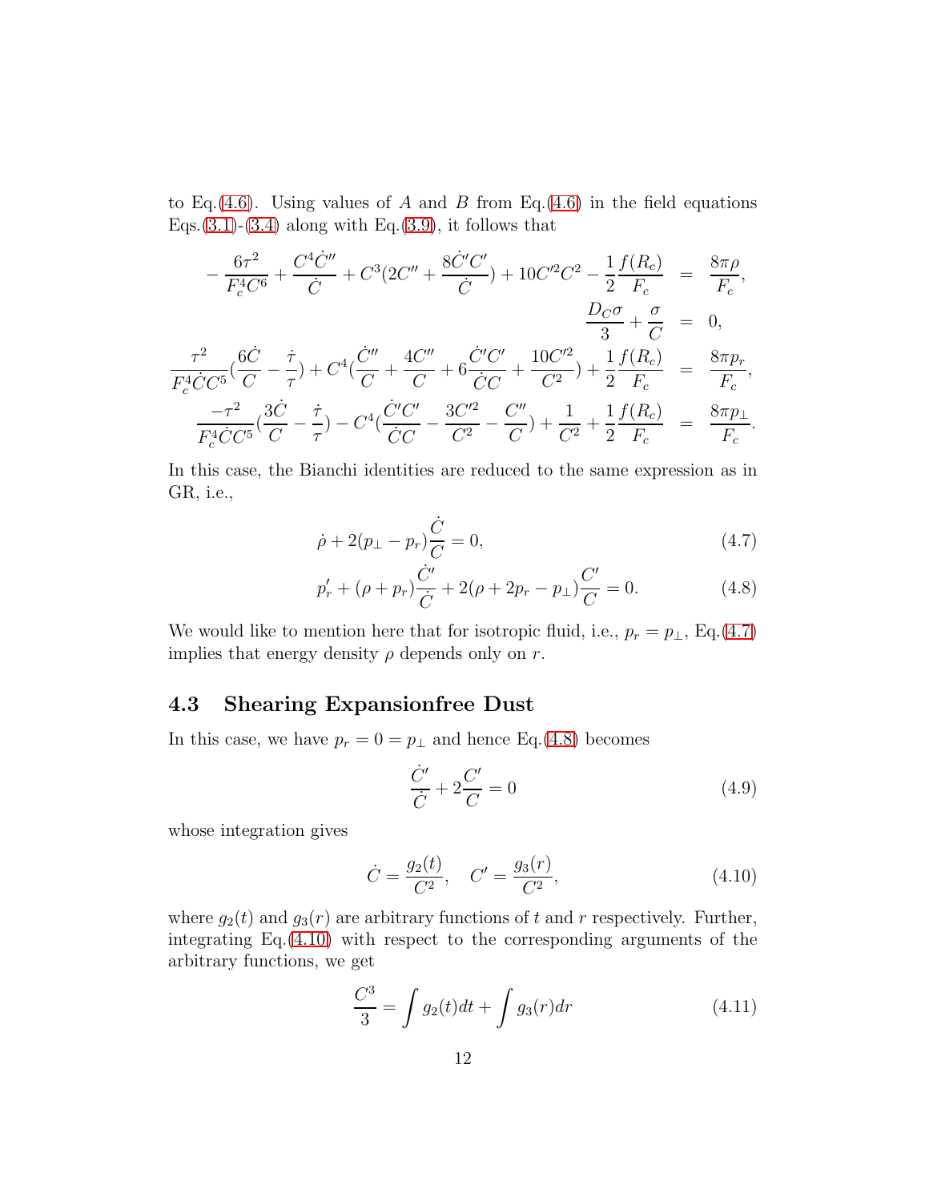to Eq.(4.6). Using values of $A$ and $B$ from Eq.(4.6) in the field equations Eqs.(3.1)-(3.4) along with Eq.(3.9), it follows that

$$
\begin{aligned}
-\frac{6\tau^2}{F_c^4 C^6} + \frac{C^4 \dot{C}''}{\dot{C}} + C^3\left(2C'' + \frac{8\dot{C}'C'}{\dot{C}}\right) + 10C'^2C^2 - \frac{1}{2}\frac{f(R_c)}{F_c} &= \frac{8\pi\rho}{F_c}, \\
\frac{D_C\sigma}{3} + \frac{\sigma}{C} &= 0, \\
\frac{\tau^2}{F_c^4 \dot{C} C^5}\left(\frac{6\dot{C}}{C} - \frac{\dot{\tau}}{\tau}\right) + C^4\left(\frac{\dot{C}''}{C} + \frac{4C''}{C} + 6\frac{\dot{C}'C'}{\dot{C}C} + \frac{10C'^2}{C^2}\right) + \frac{1}{2}\frac{f(R_c)}{F_c} &= \frac{8\pi p_r}{F_c}, \\
\frac{-\tau^2}{F_c^4 \dot{C} C^5}\left(\frac{3\dot{C}}{C} - \frac{\dot{\tau}}{\tau}\right) - C^4\left(\frac{\dot{C}'C'}{\dot{C}C} - \frac{3C'^2}{C^2} - \frac{C''}{C}\right) + \frac{1}{C^2} + \frac{1}{2}\frac{f(R_c)}{F_c} &= \frac{8\pi p_\perp}{F_c}.
\end{aligned}
$$

In this case, the Bianchi identities are reduced to the same expression as in GR, i.e.,

$$\dot{\rho} + 2(p_\perp - p_r)\frac{\dot{C}}{C} = 0, \tag{4.7}$$

$$p_r' + (\rho + p_r)\frac{\dot{C}'}{\dot{C}} + 2(\rho + 2p_r - p_\perp)\frac{C'}{C} = 0. \tag{4.8}$$

We would like to mention here that for isotropic fluid, i.e., $p_r = p_\perp$, Eq.(4.7) implies that energy density $\rho$ depends only on $r$.

### 4.3 Shearing Expansionfree Dust

In this case, we have $p_r = 0 = p_\perp$ and hence Eq.(4.8) becomes

$$\frac{\dot{C}'}{\dot{C}} + 2\frac{C'}{C} = 0 \tag{4.9}$$

whose integration gives

$$\dot{C} = \frac{g_2(t)}{C^2}, \quad C' = \frac{g_3(r)}{C^2}, \tag{4.10}$$

where $g_2(t)$ and $g_3(r)$ are arbitrary functions of $t$ and $r$ respectively. Further, integrating Eq.(4.10) with respect to the corresponding arguments of the arbitrary functions, we get

$$\frac{C^3}{3} = \int g_2(t)dt + \int g_3(r)dr \tag{4.11}$$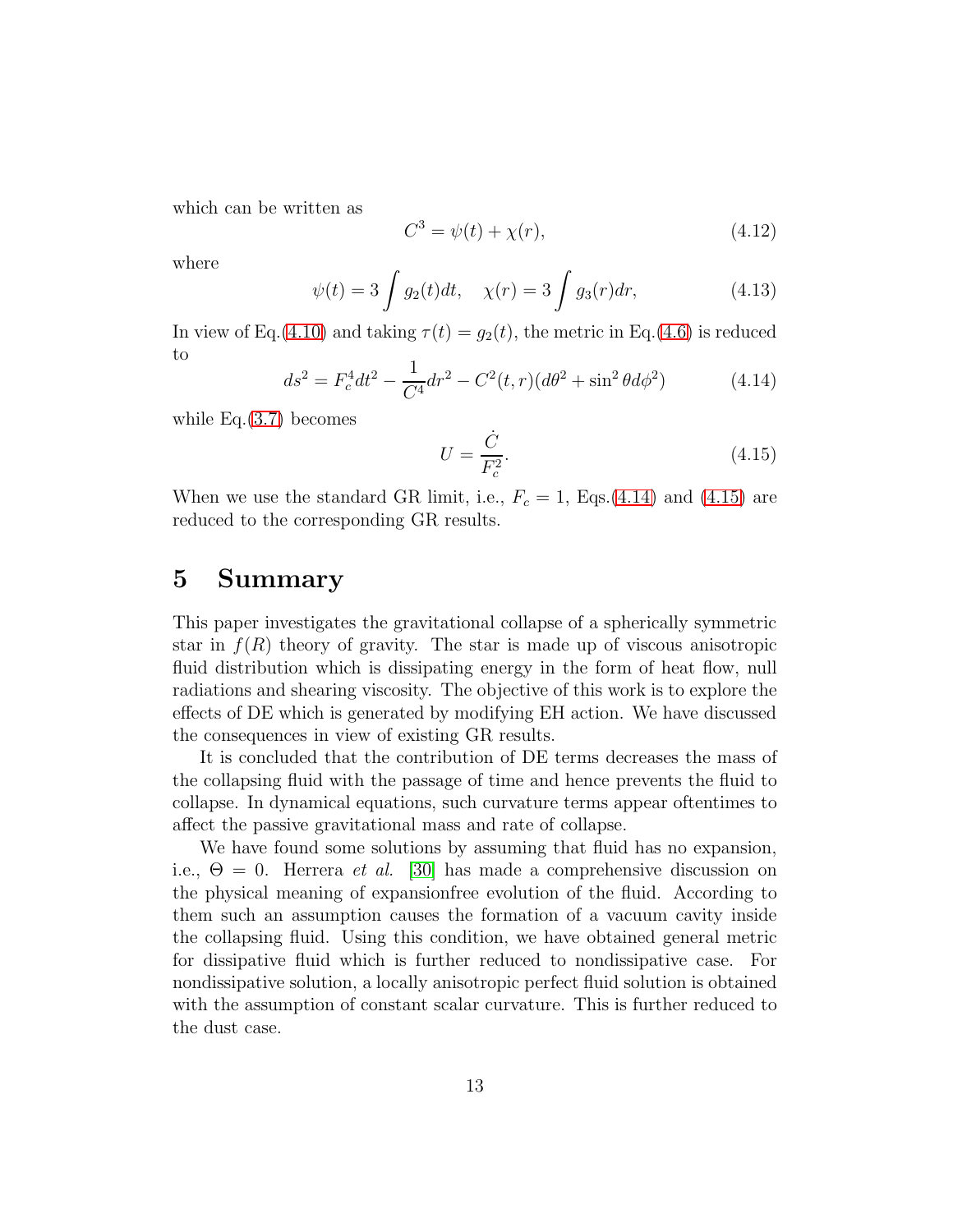which can be written as

$$C^3 = \psi(t) + \chi(r), \tag{4.12}$$

where

$$\psi(t) = 3\int g_2(t)dt, \quad \chi(r) = 3\int g_3(r)dr, \tag{4.13}$$

In view of Eq.(4.10) and taking $\tau(t) = g_2(t)$, the metric in Eq.(4.6) is reduced to

$$ds^2 = F_c^4 dt^2 - \frac{1}{C^4}dr^2 - C^2(t,r)(d\theta^2 + \sin^2\theta d\phi^2) \tag{4.14}$$

while Eq.(3.7) becomes

$$U = \frac{\dot{C}}{F_c^2}. \tag{4.15}$$

When we use the standard GR limit, i.e., $F_c = 1$, Eqs.(4.14) and (4.15) are reduced to the corresponding GR results.

# 5 Summary

This paper investigates the gravitational collapse of a spherically symmetric star in $f(R)$ theory of gravity. The star is made up of viscous anisotropic fluid distribution which is dissipating energy in the form of heat flow, null radiations and shearing viscosity. The objective of this work is to explore the effects of DE which is generated by modifying EH action. We have discussed the consequences in view of existing GR results.

It is concluded that the contribution of DE terms decreases the mass of the collapsing fluid with the passage of time and hence prevents the fluid to collapse. In dynamical equations, such curvature terms appear oftentimes to affect the passive gravitational mass and rate of collapse.

We have found some solutions by assuming that fluid has no expansion, i.e., $\Theta = 0$. Herrera *et al.* [30] has made a comprehensive discussion on the physical meaning of expansionfree evolution of the fluid. According to them such an assumption causes the formation of a vacuum cavity inside the collapsing fluid. Using this condition, we have obtained general metric for dissipative fluid which is further reduced to nondissipative case. For nondissipative solution, a locally anisotropic perfect fluid solution is obtained with the assumption of constant scalar curvature. This is further reduced to the dust case.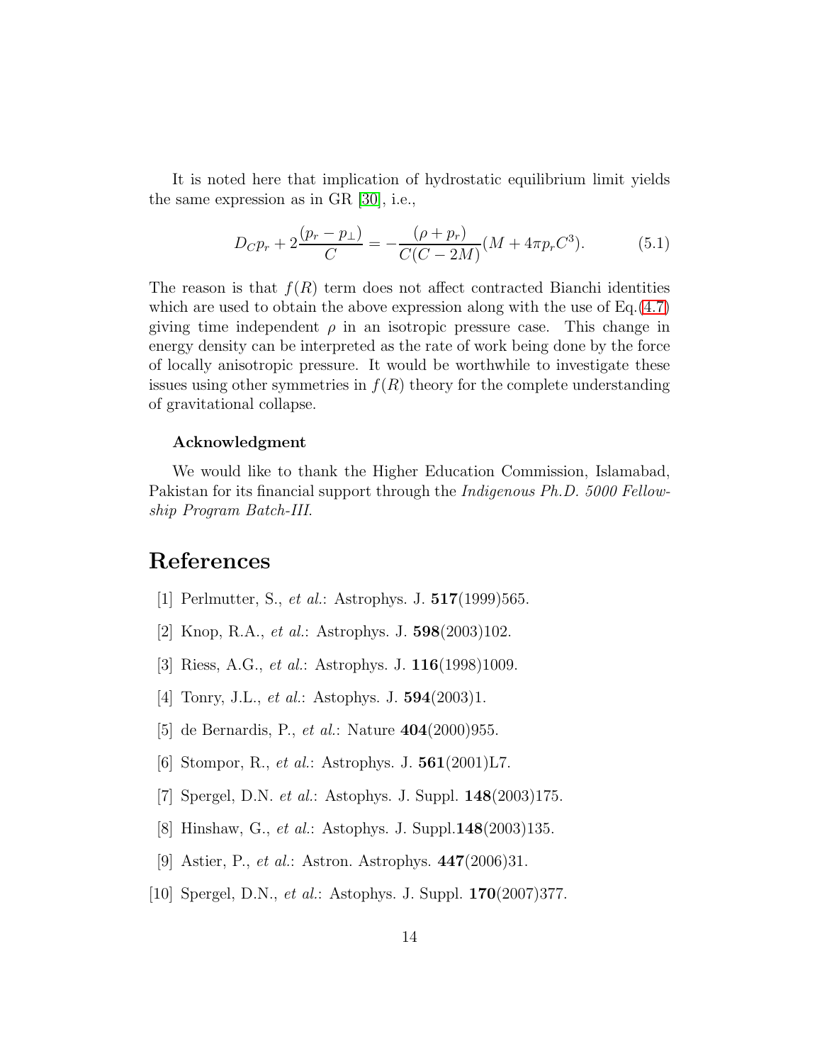It is noted here that implication of hydrostatic equilibrium limit yields the same expression as in GR [30], i.e.,

$$D_C p_r + 2\frac{(p_r - p_\perp)}{C} = -\frac{(\rho + p_r)}{C(C-2M)}(M + 4\pi p_r C^3). \tag{5.1}$$

The reason is that $f(R)$ term does not affect contracted Bianchi identities which are used to obtain the above expression along with the use of Eq.(4.7) giving time independent $\rho$ in an isotropic pressure case. This change in energy density can be interpreted as the rate of work being done by the force of locally anisotropic pressure. It would be worthwhile to investigate these issues using other symmetries in $f(R)$ theory for the complete understanding of gravitational collapse.

**Acknowledgment**

We would like to thank the Higher Education Commission, Islamabad, Pakistan for its financial support through the *Indigenous Ph.D. 5000 Fellowship Program Batch-III*.

# References

[1] Perlmutter, S., *et al.*: Astrophys. J. **517**(1999)565.

[2] Knop, R.A., *et al.*: Astrophys. J. **598**(2003)102.

[3] Riess, A.G., *et al.*: Astrophys. J. **116**(1998)1009.

[4] Tonry, J.L., *et al.*: Astophys. J. **594**(2003)1.

[5] de Bernardis, P., *et al.*: Nature **404**(2000)955.

[6] Stompor, R., *et al.*: Astrophys. J. **561**(2001)L7.

[7] Spergel, D.N. *et al.*: Astophys. J. Suppl. **148**(2003)175.

[8] Hinshaw, G., *et al.*: Astophys. J. Suppl.**148**(2003)135.

[9] Astier, P., *et al.*: Astron. Astrophys. **447**(2006)31.

[10] Spergel, D.N., *et al.*: Astophys. J. Suppl. **170**(2007)377.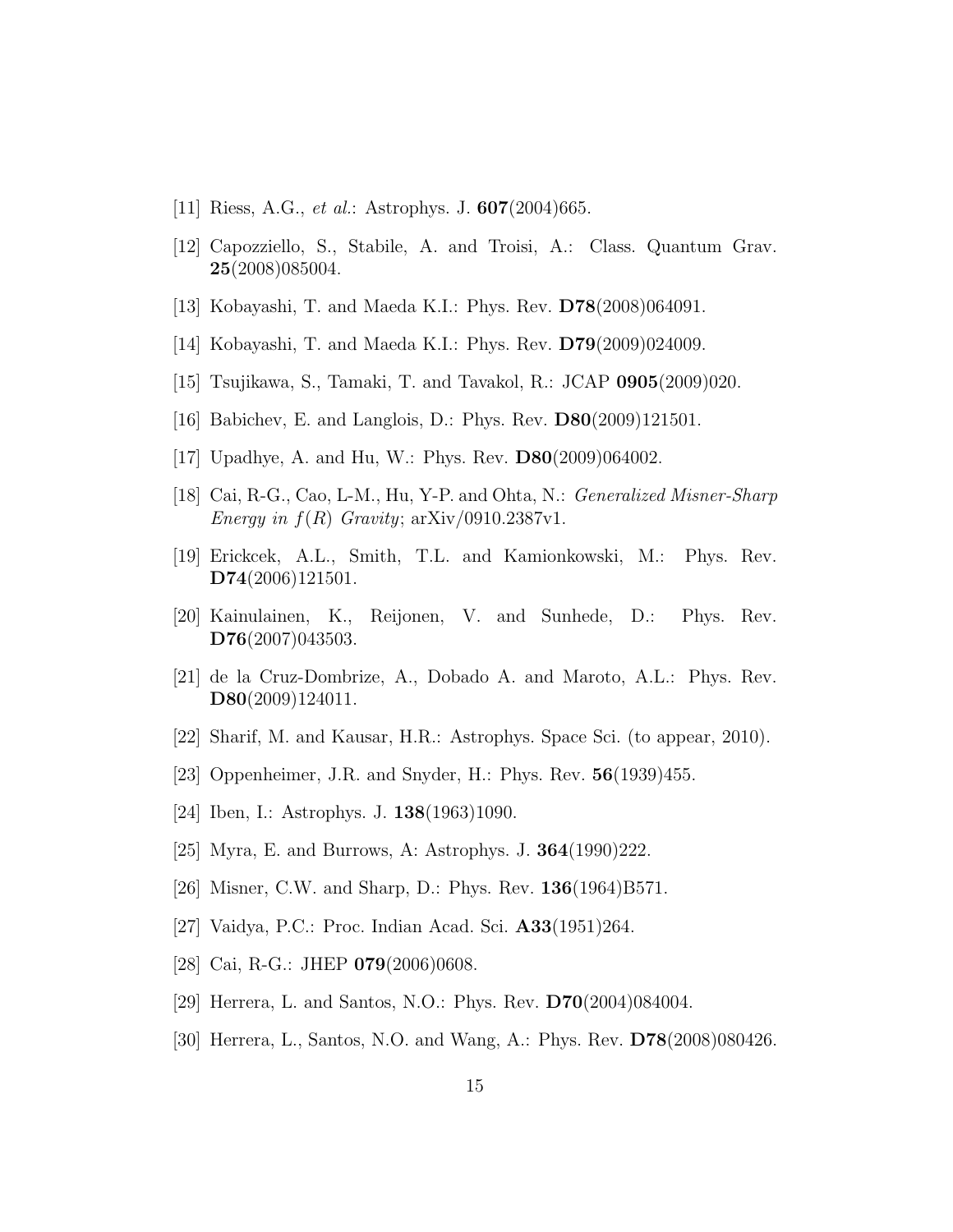[11] Riess, A.G., *et al.*: Astrophys. J. **607**(2004)665.

[12] Capozziello, S., Stabile, A. and Troisi, A.: Class. Quantum Grav. **25**(2008)085004.

[13] Kobayashi, T. and Maeda K.I.: Phys. Rev. **D78**(2008)064091.

[14] Kobayashi, T. and Maeda K.I.: Phys. Rev. **D79**(2009)024009.

[15] Tsujikawa, S., Tamaki, T. and Tavakol, R.: JCAP **0905**(2009)020.

[16] Babichev, E. and Langlois, D.: Phys. Rev. **D80**(2009)121501.

[17] Upadhye, A. and Hu, W.: Phys. Rev. **D80**(2009)064002.

[18] Cai, R-G., Cao, L-M., Hu, Y-P. and Ohta, N.: *Generalized Misner-Sharp Energy in $f(R)$ Gravity*; arXiv/0910.2387v1.

[19] Erickcek, A.L., Smith, T.L. and Kamionkowski, M.: Phys. Rev. **D74**(2006)121501.

[20] Kainulainen, K., Reijonen, V. and Sunhede, D.: Phys. Rev. **D76**(2007)043503.

[21] de la Cruz-Dombrize, A., Dobado A. and Maroto, A.L.: Phys. Rev. **D80**(2009)124011.

[22] Sharif, M. and Kausar, H.R.: Astrophys. Space Sci. (to appear, 2010).

[23] Oppenheimer, J.R. and Snyder, H.: Phys. Rev. **56**(1939)455.

[24] Iben, I.: Astrophys. J. **138**(1963)1090.

[25] Myra, E. and Burrows, A: Astrophys. J. **364**(1990)222.

[26] Misner, C.W. and Sharp, D.: Phys. Rev. **136**(1964)B571.

[27] Vaidya, P.C.: Proc. Indian Acad. Sci. **A33**(1951)264.

[28] Cai, R-G.: JHEP **079**(2006)0608.

[29] Herrera, L. and Santos, N.O.: Phys. Rev. **D70**(2004)084004.

[30] Herrera, L., Santos, N.O. and Wang, A.: Phys. Rev. **D78**(2008)080426.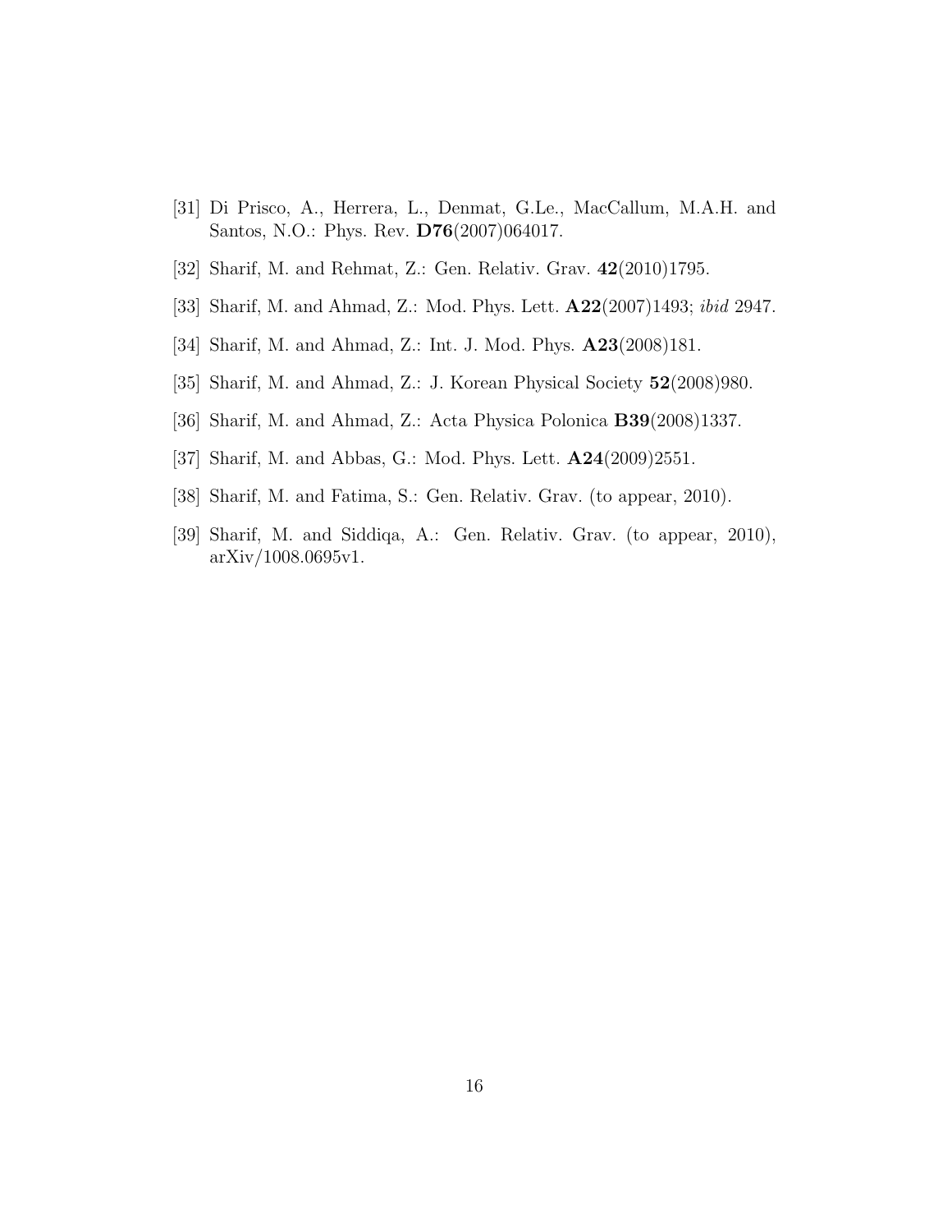[31] Di Prisco, A., Herrera, L., Denmat, G.Le., MacCallum, M.A.H. and Santos, N.O.: Phys. Rev. **D76**(2007)064017.

[32] Sharif, M. and Rehmat, Z.: Gen. Relativ. Grav. **42**(2010)1795.

[33] Sharif, M. and Ahmad, Z.: Mod. Phys. Lett. **A22**(2007)1493; *ibid* 2947.

[34] Sharif, M. and Ahmad, Z.: Int. J. Mod. Phys. **A23**(2008)181.

[35] Sharif, M. and Ahmad, Z.: J. Korean Physical Society **52**(2008)980.

[36] Sharif, M. and Ahmad, Z.: Acta Physica Polonica **B39**(2008)1337.

[37] Sharif, M. and Abbas, G.: Mod. Phys. Lett. **A24**(2009)2551.

[38] Sharif, M. and Fatima, S.: Gen. Relativ. Grav. (to appear, 2010).

[39] Sharif, M. and Siddiqa, A.: Gen. Relativ. Grav. (to appear, 2010), arXiv/1008.0695v1.